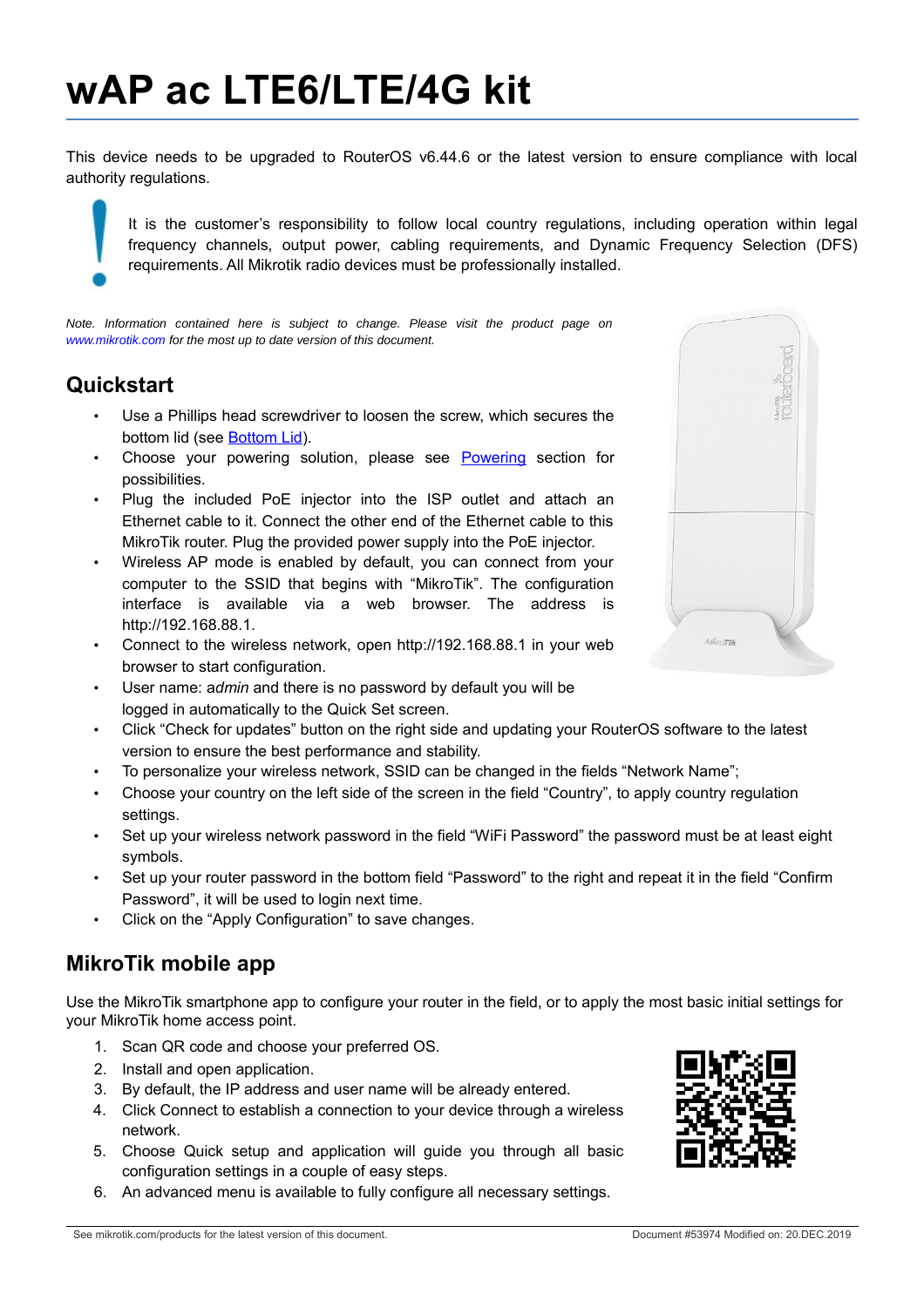# wAP ac LTE6/LTE/4G kit

This device needs to be upgraded to RouterOS v6.44.6 or the latest version to ensure compliance with local authority regulations.

It is the customer's responsibility to follow local country regulations, including operation within legal frequency channels, output power, cabling requirements, and Dynamic Frequency Selection (DFS) requirements. All Mikrotik radio devices must be professionally installed.

*Note. Information contained here is subject to change. Please visit the product page on www.mikrotik.com for the most up to date version of this document.*

## Quickstart

- Use a Phillips head screwdriver to loosen the screw, which secures the bottom lid (see Bottom Lid).
- Choose your powering solution, please see Powering section for possibilities.
- Plug the included PoE injector into the ISP outlet and attach an Ethernet cable to it. Connect the other end of the Ethernet cable to this MikroTik router. Plug the provided power supply into the PoE injector.
- Wireless AP mode is enabled by default, you can connect from your computer to the SSID that begins with "MikroTik". The configuration interface is available via a web browser. The address is http://192.168.88.1.
- Connect to the wireless network, open http://192.168.88.1 in your web browser to start configuration.
- User name: *admin* and there is no password by default you will be logged in automatically to the Quick Set screen.
- Click "Check for updates" button on the right side and updating your RouterOS software to the latest version to ensure the best performance and stability.
- To personalize your wireless network, SSID can be changed in the fields "Network Name";
- Choose your country on the left side of the screen in the field "Country", to apply country regulation settings.
- Set up your wireless network password in the field "WiFi Password" the password must be at least eight symbols.
- Set up your router password in the bottom field "Password" to the right and repeat it in the field "Confirm Password", it will be used to login next time.
- Click on the "Apply Configuration" to save changes.

## MikroTik mobile app

Use the MikroTik smartphone app to configure your router in the field, or to apply the most basic initial settings for your MikroTik home access point.

1. Scan QR code and choose your preferred OS.
2. Install and open application.
3. By default, the IP address and user name will be already entered.
4. Click Connect to establish a connection to your device through a wireless network.
5. Choose Quick setup and application will guide you through all basic configuration settings in a couple of easy steps.
6. An advanced menu is available to fully configure all necessary settings.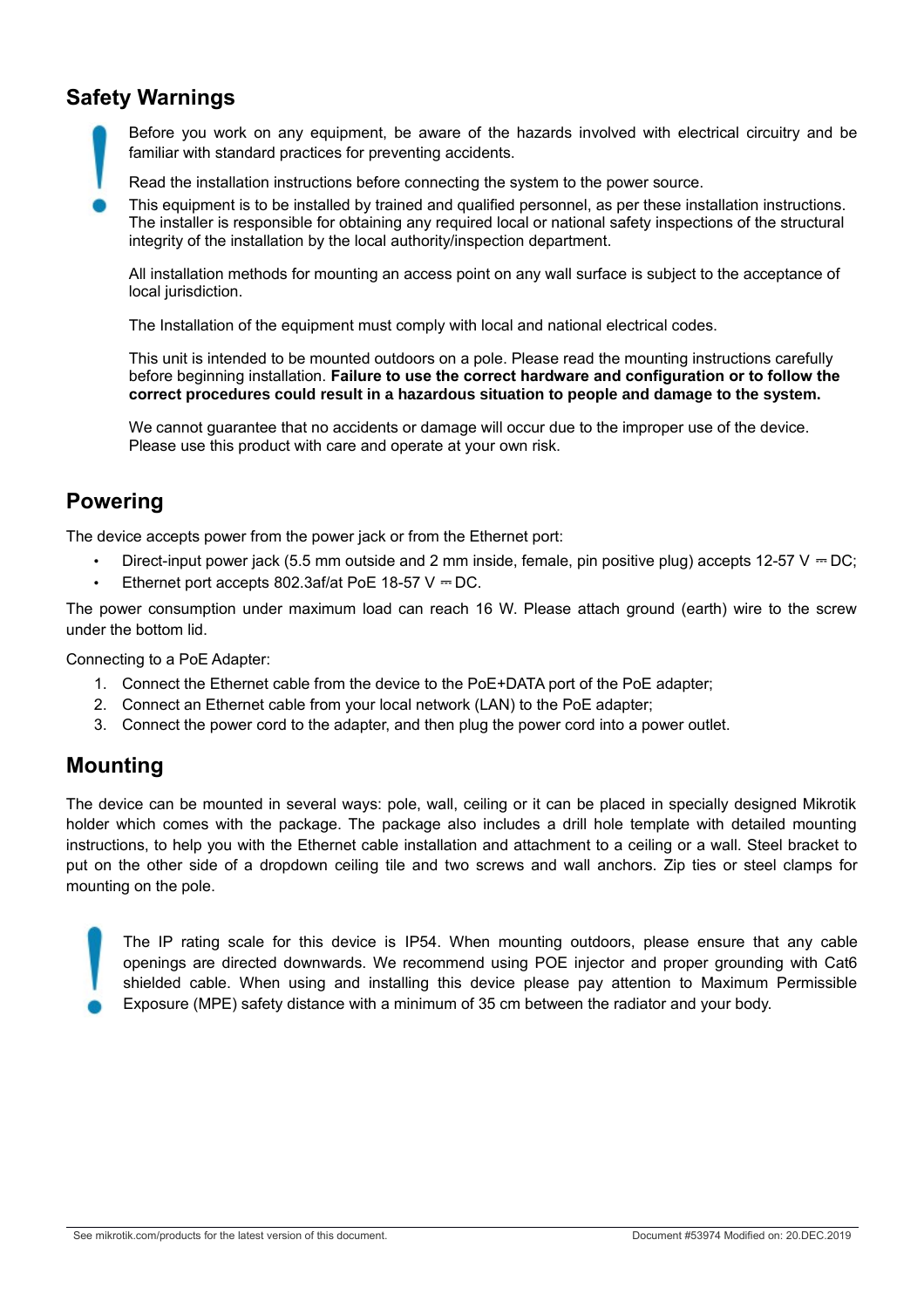## Safety Warnings

Before you work on any equipment, be aware of the hazards involved with electrical circuitry and be familiar with standard practices for preventing accidents.

Read the installation instructions before connecting the system to the power source.

This equipment is to be installed by trained and qualified personnel, as per these installation instructions. The installer is responsible for obtaining any required local or national safety inspections of the structural integrity of the installation by the local authority/inspection department.

All installation methods for mounting an access point on any wall surface is subject to the acceptance of local jurisdiction.

The Installation of the equipment must comply with local and national electrical codes.

This unit is intended to be mounted outdoors on a pole. Please read the mounting instructions carefully before beginning installation. **Failure to use the correct hardware and configuration or to follow the correct procedures could result in a hazardous situation to people and damage to the system.**

We cannot guarantee that no accidents or damage will occur due to the improper use of the device. Please use this product with care and operate at your own risk.

## Powering

The device accepts power from the power jack or from the Ethernet port:

- Direct-input power jack (5.5 mm outside and 2 mm inside, female, pin positive plug) accepts 12-57 V ⎓ DC;
- Ethernet port accepts 802.3af/at PoE 18-57 V ⎓ DC.

The power consumption under maximum load can reach 16 W. Please attach ground (earth) wire to the screw under the bottom lid.

Connecting to a PoE Adapter:

1. Connect the Ethernet cable from the device to the PoE+DATA port of the PoE adapter;
2. Connect an Ethernet cable from your local network (LAN) to the PoE adapter;
3. Connect the power cord to the adapter, and then plug the power cord into a power outlet.

## Mounting

The device can be mounted in several ways: pole, wall, ceiling or it can be placed in specially designed Mikrotik holder which comes with the package. The package also includes a drill hole template with detailed mounting instructions, to help you with the Ethernet cable installation and attachment to a ceiling or a wall. Steel bracket to put on the other side of a dropdown ceiling tile and two screws and wall anchors. Zip ties or steel clamps for mounting on the pole.

The IP rating scale for this device is IP54. When mounting outdoors, please ensure that any cable openings are directed downwards. We recommend using POE injector and proper grounding with Cat6 shielded cable. When using and installing this device please pay attention to Maximum Permissible Exposure (MPE) safety distance with a minimum of 35 cm between the radiator and your body.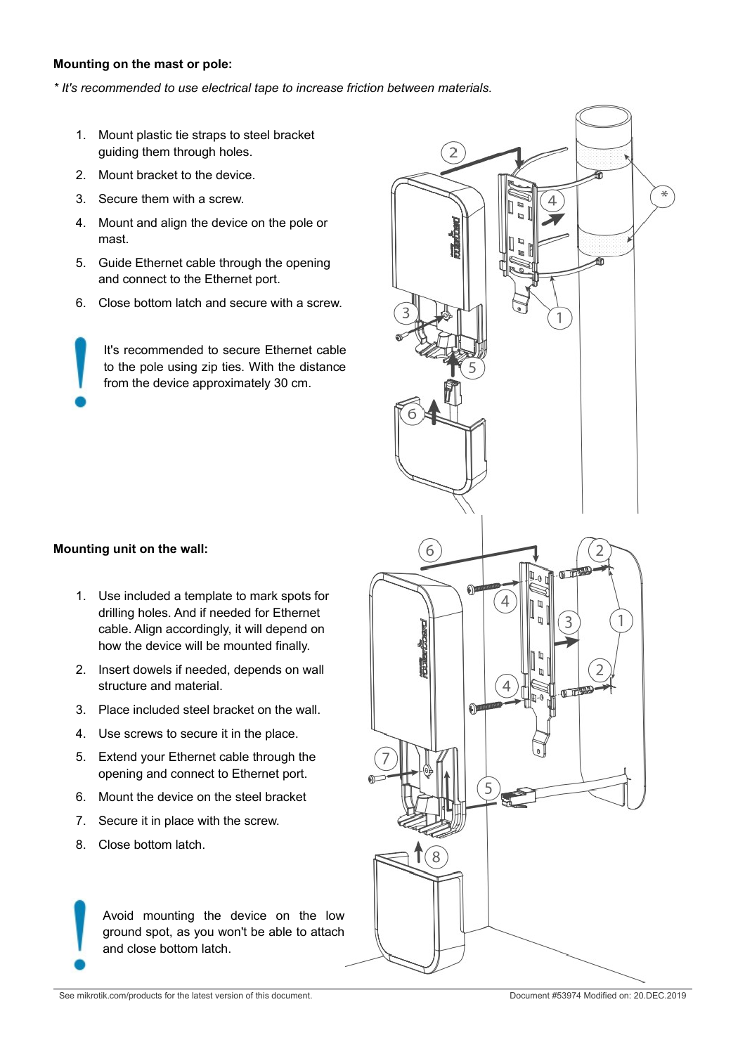**Mounting on the mast or pole:**

*\* It's recommended to use electrical tape to increase friction between materials.*

1. Mount plastic tie straps to steel bracket guiding them through holes.
2. Mount bracket to the device.
3. Secure them with a screw.
4. Mount and align the device on the pole or mast.
5. Guide Ethernet cable through the opening and connect to the Ethernet port.
6. Close bottom latch and secure with a screw.

It's recommended to secure Ethernet cable to the pole using zip ties. With the distance from the device approximately 30 cm.

**Mounting unit on the wall:**

1. Use included a template to mark spots for drilling holes. And if needed for Ethernet cable. Align accordingly, it will depend on how the device will be mounted finally.
2. Insert dowels if needed, depends on wall structure and material.
3. Place included steel bracket on the wall.
4. Use screws to secure it in the place.
5. Extend your Ethernet cable through the opening and connect to Ethernet port.
6. Mount the device on the steel bracket
7. Secure it in place with the screw.
8. Close bottom latch.

Avoid mounting the device on the low ground spot, as you won't be able to attach and close bottom latch.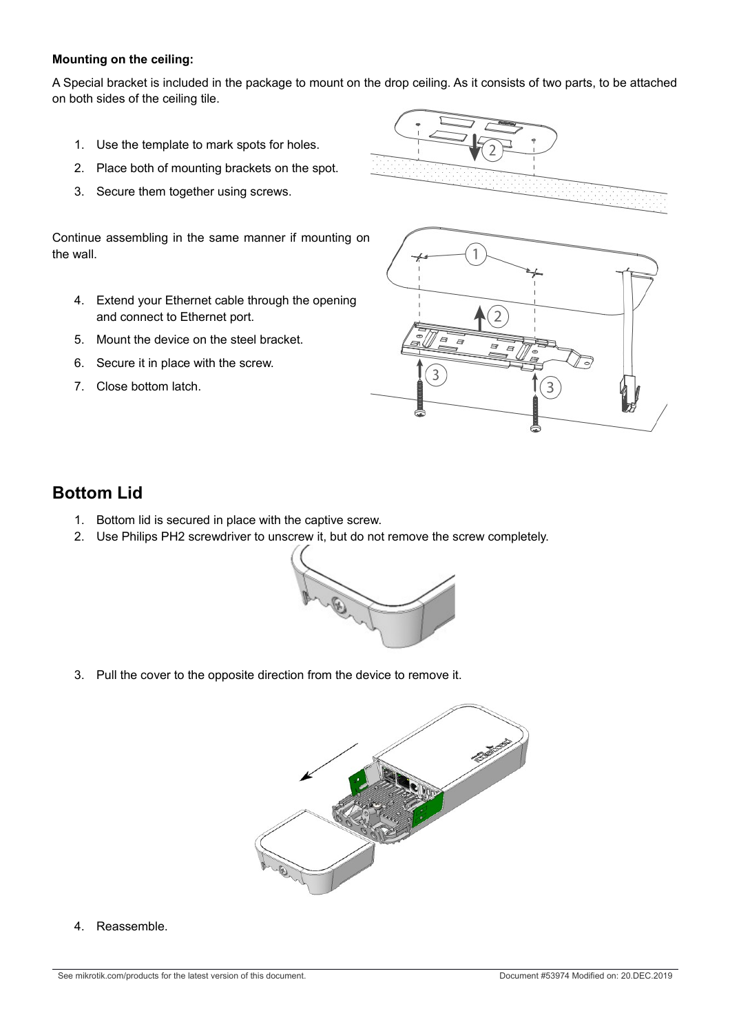**Mounting on the ceiling:**

A Special bracket is included in the package to mount on the drop ceiling. As it consists of two parts, to be attached on both sides of the ceiling tile.

1. Use the template to mark spots for holes.
2. Place both of mounting brackets on the spot.
3. Secure them together using screws.

Continue assembling in the same manner if mounting on the wall.

4. Extend your Ethernet cable through the opening and connect to Ethernet port.
5. Mount the device on the steel bracket.
6. Secure it in place with the screw.
7. Close bottom latch.

## Bottom Lid

1. Bottom lid is secured in place with the captive screw.
2. Use Philips PH2 screwdriver to unscrew it, but do not remove the screw completely.
3. Pull the cover to the opposite direction from the device to remove it.
4. Reassemble.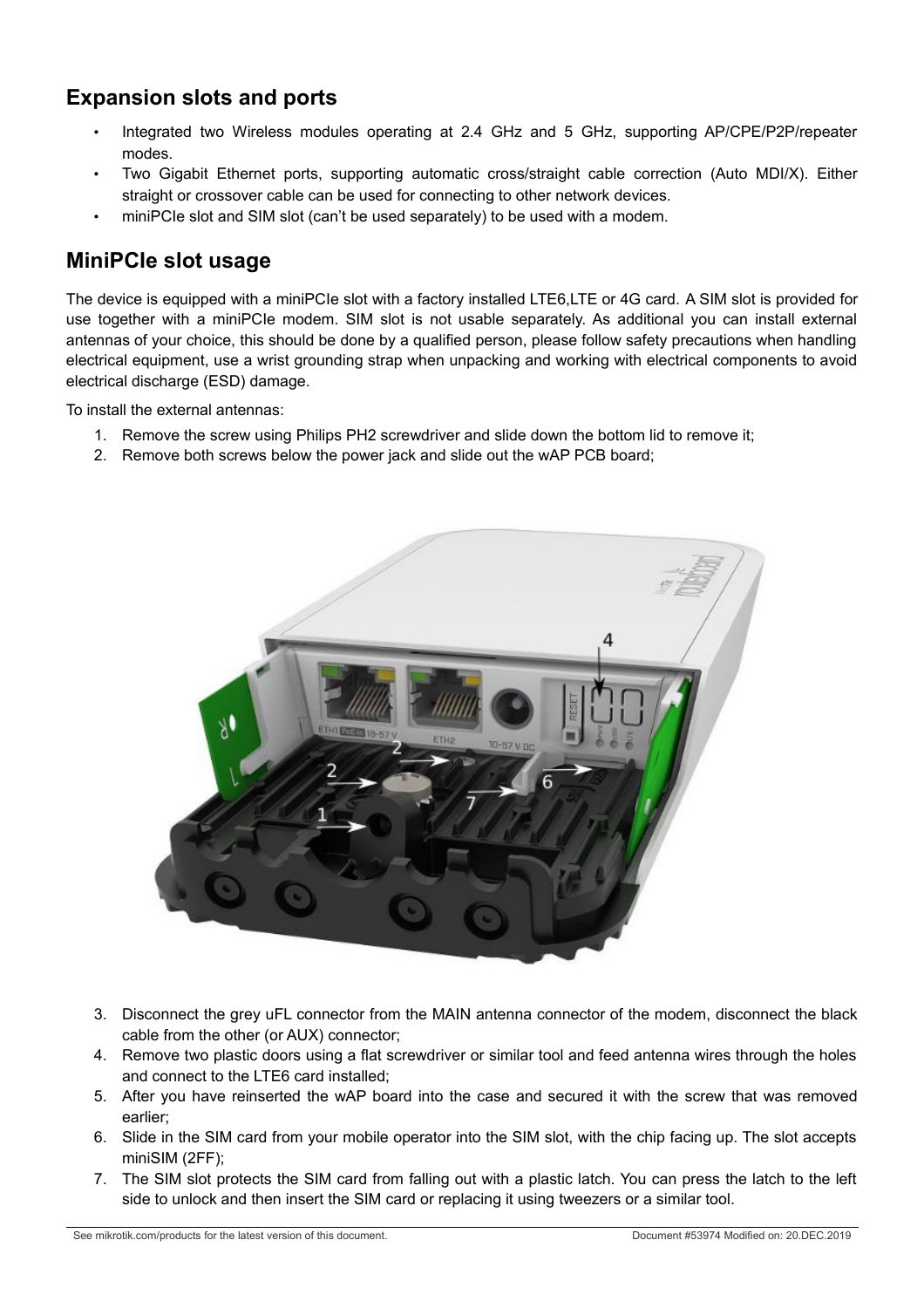## Expansion slots and ports

- Integrated two Wireless modules operating at 2.4 GHz and 5 GHz, supporting AP/CPE/P2P/repeater modes.
- Two Gigabit Ethernet ports, supporting automatic cross/straight cable correction (Auto MDI/X). Either straight or crossover cable can be used for connecting to other network devices.
- miniPCIe slot and SIM slot (can't be used separately) to be used with a modem.

## MiniPCIe slot usage

The device is equipped with a miniPCIe slot with a factory installed LTE6,LTE or 4G card. A SIM slot is provided for use together with a miniPCIe modem. SIM slot is not usable separately. As additional you can install external antennas of your choice, this should be done by a qualified person, please follow safety precautions when handling electrical equipment, use a wrist grounding strap when unpacking and working with electrical components to avoid electrical discharge (ESD) damage.

To install the external antennas:

1. Remove the screw using Philips PH2 screwdriver and slide down the bottom lid to remove it;
2. Remove both screws below the power jack and slide out the wAP PCB board;
3. Disconnect the grey uFL connector from the MAIN antenna connector of the modem, disconnect the black cable from the other (or AUX) connector;
4. Remove two plastic doors using a flat screwdriver or similar tool and feed antenna wires through the holes and connect to the LTE6 card installed;
5. After you have reinserted the wAP board into the case and secured it with the screw that was removed earlier;
6. Slide in the SIM card from your mobile operator into the SIM slot, with the chip facing up. The slot accepts miniSIM (2FF);
7. The SIM slot protects the SIM card from falling out with a plastic latch. You can press the latch to the left side to unlock and then insert the SIM card or replacing it using tweezers or a similar tool.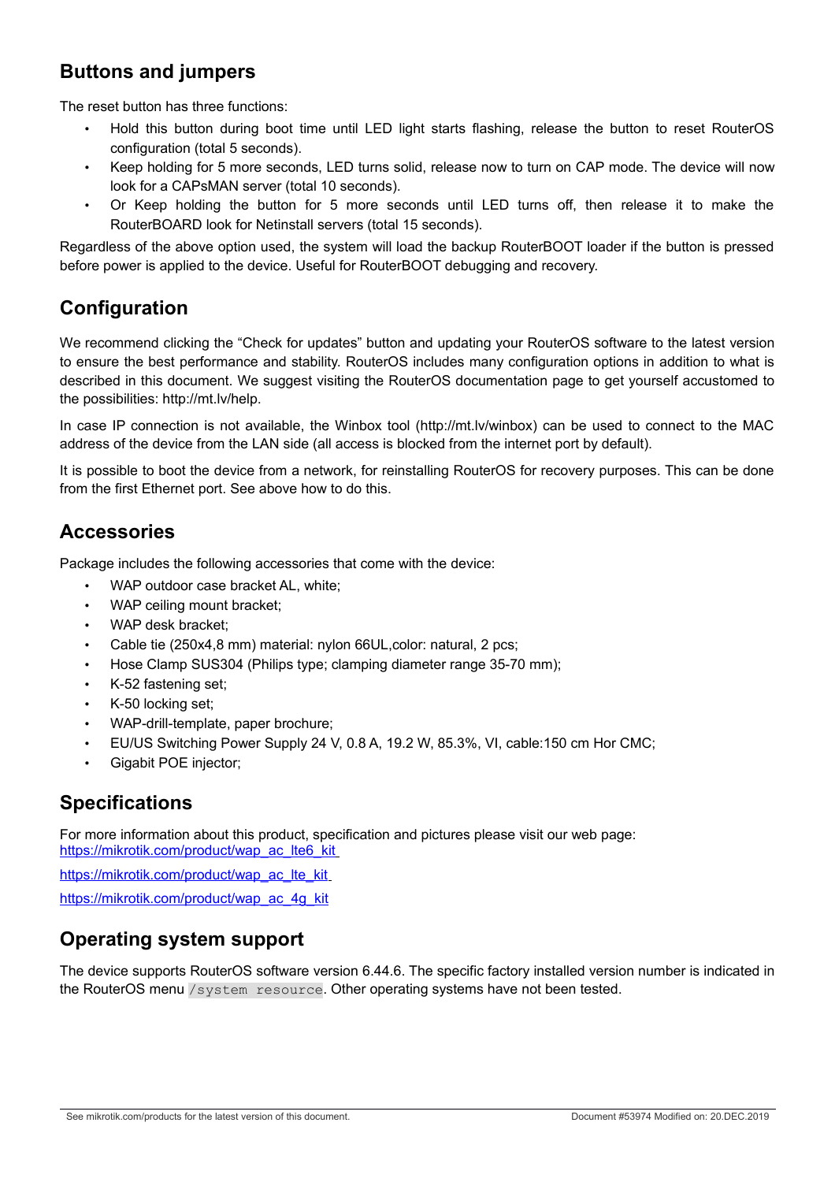## Buttons and jumpers

The reset button has three functions:

- Hold this button during boot time until LED light starts flashing, release the button to reset RouterOS configuration (total 5 seconds).
- Keep holding for 5 more seconds, LED turns solid, release now to turn on CAP mode. The device will now look for a CAPsMAN server (total 10 seconds).
- Or Keep holding the button for 5 more seconds until LED turns off, then release it to make the RouterBOARD look for Netinstall servers (total 15 seconds).

Regardless of the above option used, the system will load the backup RouterBOOT loader if the button is pressed before power is applied to the device. Useful for RouterBOOT debugging and recovery.

## Configuration

We recommend clicking the "Check for updates" button and updating your RouterOS software to the latest version to ensure the best performance and stability. RouterOS includes many configuration options in addition to what is described in this document. We suggest visiting the RouterOS documentation page to get yourself accustomed to the possibilities: http://mt.lv/help.

In case IP connection is not available, the Winbox tool (http://mt.lv/winbox) can be used to connect to the MAC address of the device from the LAN side (all access is blocked from the internet port by default).

It is possible to boot the device from a network, for reinstalling RouterOS for recovery purposes. This can be done from the first Ethernet port. See above how to do this.

## Accessories

Package includes the following accessories that come with the device:

- WAP outdoor case bracket AL, white;
- WAP ceiling mount bracket;
- WAP desk bracket;
- Cable tie (250x4,8 mm) material: nylon 66UL,color: natural, 2 pcs;
- Hose Clamp SUS304 (Philips type; clamping diameter range 35-70 mm);
- K-52 fastening set;
- K-50 locking set;
- WAP-drill-template, paper brochure;
- EU/US Switching Power Supply 24 V, 0.8 A, 19.2 W, 85.3%, VI, cable:150 cm Hor CMC;
- Gigabit POE injector;

## Specifications

For more information about this product, specification and pictures please visit our web page:
https://mikrotik.com/product/wap_ac_lte6_kit

https://mikrotik.com/product/wap_ac_lte_kit

https://mikrotik.com/product/wap_ac_4g_kit

## Operating system support

The device supports RouterOS software version 6.44.6. The specific factory installed version number is indicated in the RouterOS menu `/system resource`. Other operating systems have not been tested.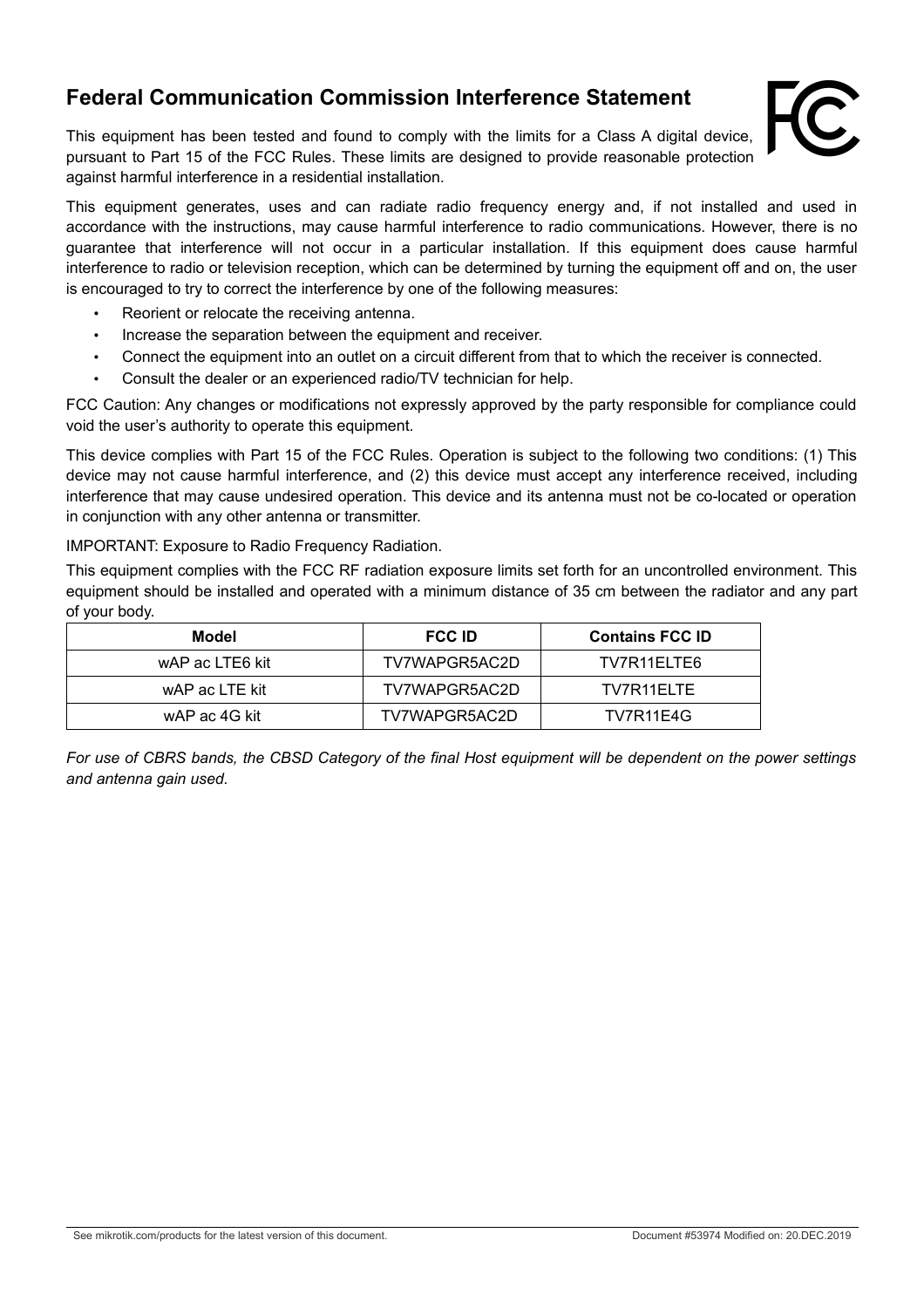## Federal Communication Commission Interference Statement

This equipment has been tested and found to comply with the limits for a Class A digital device, pursuant to Part 15 of the FCC Rules. These limits are designed to provide reasonable protection against harmful interference in a residential installation.

This equipment generates, uses and can radiate radio frequency energy and, if not installed and used in accordance with the instructions, may cause harmful interference to radio communications. However, there is no guarantee that interference will not occur in a particular installation. If this equipment does cause harmful interference to radio or television reception, which can be determined by turning the equipment off and on, the user is encouraged to try to correct the interference by one of the following measures:

- Reorient or relocate the receiving antenna.
- Increase the separation between the equipment and receiver.
- Connect the equipment into an outlet on a circuit different from that to which the receiver is connected.
- Consult the dealer or an experienced radio/TV technician for help.

FCC Caution: Any changes or modifications not expressly approved by the party responsible for compliance could void the user's authority to operate this equipment.

This device complies with Part 15 of the FCC Rules. Operation is subject to the following two conditions: (1) This device may not cause harmful interference, and (2) this device must accept any interference received, including interference that may cause undesired operation. This device and its antenna must not be co-located or operation in conjunction with any other antenna or transmitter.

IMPORTANT: Exposure to Radio Frequency Radiation.

This equipment complies with the FCC RF radiation exposure limits set forth for an uncontrolled environment. This equipment should be installed and operated with a minimum distance of 35 cm between the radiator and any part of your body.

| Model | FCC ID | Contains FCC ID |
|---|---|---|
| wAP ac LTE6 kit | TV7WAPGR5AC2D | TV7R11ELTE6 |
| wAP ac LTE kit | TV7WAPGR5AC2D | TV7R11ELTE |
| wAP ac 4G kit | TV7WAPGR5AC2D | TV7R11E4G |

*For use of CBRS bands, the CBSD Category of the final Host equipment will be dependent on the power settings and antenna gain used.*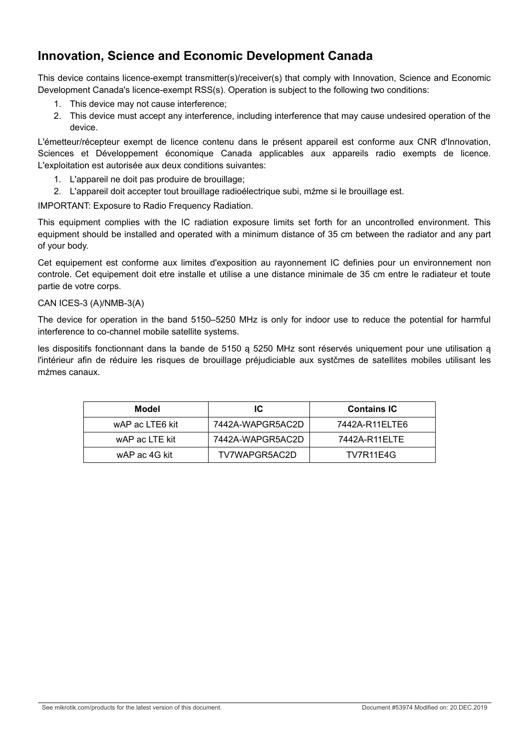## Innovation, Science and Economic Development Canada

This device contains licence-exempt transmitter(s)/receiver(s) that comply with Innovation, Science and Economic Development Canada's licence-exempt RSS(s). Operation is subject to the following two conditions:

1. This device may not cause interference;
2. This device must accept any interference, including interference that may cause undesired operation of the device.

L'émetteur/récepteur exempt de licence contenu dans le présent appareil est conforme aux CNR d'Innovation, Sciences et Développement économique Canada applicables aux appareils radio exempts de licence. L'exploitation est autorisée aux deux conditions suivantes:

1. L'appareil ne doit pas produire de brouillage;
2. L'appareil doit accepter tout brouillage radioélectrique subi, mźme si le brouillage est.

IMPORTANT: Exposure to Radio Frequency Radiation.

This equipment complies with the IC radiation exposure limits set forth for an uncontrolled environment. This equipment should be installed and operated with a minimum distance of 35 cm between the radiator and any part of your body.

Cet equipement est conforme aux limites d'exposition au rayonnement IC definies pour un environnement non controle. Cet equipement doit etre installe et utilise a une distance minimale de 35 cm entre le radiateur et toute partie de votre corps.

CAN ICES-3 (A)/NMB-3(A)

The device for operation in the band 5150–5250 MHz is only for indoor use to reduce the potential for harmful interference to co-channel mobile satellite systems.

les dispositifs fonctionnant dans la bande de 5150 ą 5250 MHz sont réservés uniquement pour une utilisation ą l'intérieur afin de réduire les risques de brouillage préjudiciable aux systčmes de satellites mobiles utilisant les mźmes canaux.

| Model | IC | Contains IC |
|---|---|---|
| wAP ac LTE6 kit | 7442A-WAPGR5AC2D | 7442A-R11ELTE6 |
| wAP ac LTE kit | 7442A-WAPGR5AC2D | 7442A-R11ELTE |
| wAP ac 4G kit | TV7WAPGR5AC2D | TV7R11E4G |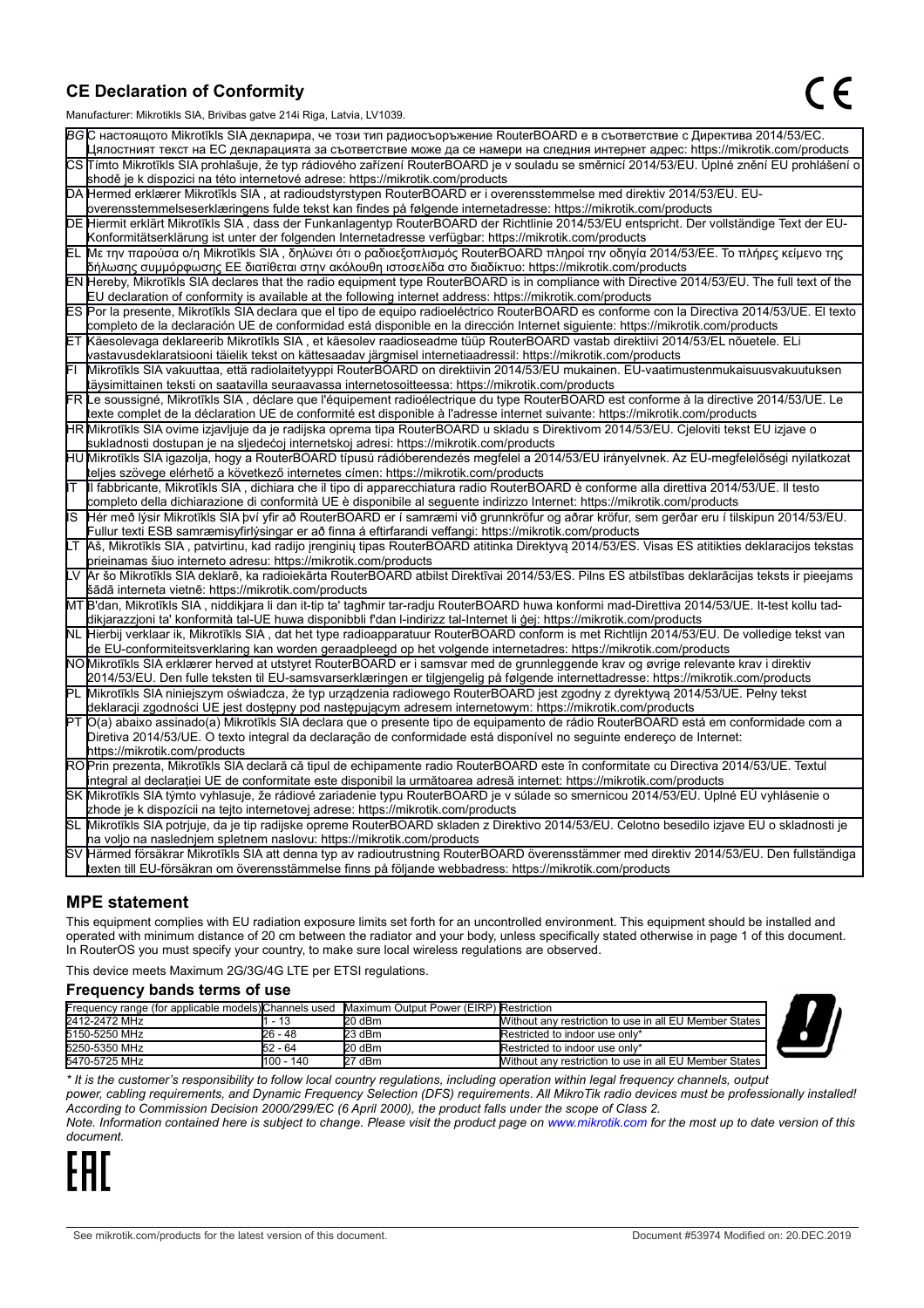## CE Declaration of Conformity

Manufacturer: Mikrotikls SIA, Brivibas gatve 214i Riga, Latvia, LV1039.

| | |
|---|---|
| BG | С настоящото Mikrotīkls SIA декларира, че този тип радиосъоръжение RouterBOARD е в съответствие с Директива 2014/53/ЕС. Цялостният текст на ЕС декларацията за съответствие може да се намери на следния интернет адрес: https://mikrotik.com/products |
| CS | Tímto Mikrotīkls SIA prohlašuje, že typ rádiového zařízení RouterBOARD je v souladu se směrnicí 2014/53/EU. Úplné znění EU prohlášení o shodě je k dispozici na této internetové adrese: https://mikrotik.com/products |
| DA | Hermed erklærer Mikrotīkls SIA , at radioudstyrstypen RouterBOARD er i overensstemmelse med direktiv 2014/53/EU. EU-overensstemmelseserklæringens fulde tekst kan findes på følgende internetadresse: https://mikrotik.com/products |
| DE | Hiermit erklärt Mikrotīkls SIA , dass der Funkanlagentyp RouterBOARD der Richtlinie 2014/53/EU entspricht. Der vollständige Text der EU-Konformitätserklärung ist unter der folgenden Internetadresse verfügbar: https://mikrotik.com/products |
| EL | Με την παρούσα ο/η Mikrotīkls SIA , δηλώνει ότι ο ραδιοεξοπλισμός RouterBOARD πληροί την οδηγία 2014/53/ΕΕ. Το πλήρες κείμενο της δήλωσης συμμόρφωσης ΕΕ διατίθεται στην ακόλουθη ιστοσελίδα στο διαδίκτυο: https://mikrotik.com/products |
| EN | Hereby, Mikrotīkls SIA declares that the radio equipment type RouterBOARD is in compliance with Directive 2014/53/EU. The full text of the EU declaration of conformity is available at the following internet address: https://mikrotik.com/products |
| ES | Por la presente, Mikrotīkls SIA declara que el tipo de equipo radioeléctrico RouterBOARD es conforme con la Directiva 2014/53/UE. El texto completo de la declaración UE de conformidad está disponible en la dirección Internet siguiente: https://mikrotik.com/products |
| ET | Käesolevaga deklareerib Mikrotīkls SIA , et käesolev raadioseadme tüüp RouterBOARD vastab direktiivi 2014/53/EL nõuetele. ELi vastavusdeklaratsiooni täielik tekst on kättesaadav järgmisel internetiaadressil: https://mikrotik.com/products |
| FI | Mikrotīkls SIA vakuuttaa, että radiolaitetyyppi RouterBOARD on direktiivin 2014/53/EU mukainen. EU-vaatimustenmukaisuusvakuutuksen täysimittainen teksti on saatavilla seuraavassa internetosoitteessa: https://mikrotik.com/products |
| FR | Le soussigné, Mikrotīkls SIA , déclare que l'équipement radioélectrique du type RouterBOARD est conforme à la directive 2014/53/UE. Le texte complet de la déclaration UE de conformité est disponible à l'adresse internet suivante: https://mikrotik.com/products |
| HR | Mikrotīkls SIA ovime izjavljuje da je radijska oprema tipa RouterBOARD u skladu s Direktivom 2014/53/EU. Cjeloviti tekst EU izjave o sukladnosti dostupan je na sljedećoj internetskoj adresi: https://mikrotik.com/products |
| HU | Mikrotīkls SIA igazolja, hogy a RouterBOARD típusú rádióberendezés megfelel a 2014/53/EU irányelvnek. Az EU-megfelelőségi nyilatkozat teljes szövege elérhető a következő internetes címen: https://mikrotik.com/products |
| IT | Il fabbricante, Mikrotīkls SIA , dichiara che il tipo di apparecchiatura radio RouterBOARD è conforme alla direttiva 2014/53/UE. Il testo completo della dichiarazione di conformità UE è disponibile al seguente indirizzo Internet: https://mikrotik.com/products |
| IS | Hér með lýsir Mikrotīkls SIA því yfir að RouterBOARD er í samræmi við grunnkröfur og aðrar kröfur, sem gerðar eru í tilskipun 2014/53/EU. Fullur texti ESB samræmisyfirlýsingar er að finna á eftirfarandi veffangi: https://mikrotik.com/products |
| LT | Aš, Mikrotīkls SIA , patvirtinu, kad radijo įrenginių tipas RouterBOARD atitinka Direktyvą 2014/53/ES. Visas ES atitikties deklaracijos tekstas prieinamas šiuo interneto adresu: https://mikrotik.com/products |
| LV | Ar šo Mikrotīkls SIA deklarē, ka radioiekārta RouterBOARD atbilst Direktīvai 2014/53/ES. Pilns ES atbilstības deklarācijas teksts ir pieejams šādā interneta vietnē: https://mikrotik.com/products |
| MT | B'dan, Mikrotīkls SIA , niddikjara li dan it-tip ta' tagħmir tar-radju RouterBOARD huwa konformi mad-Direttiva 2014/53/UE. It-test kollu tad-dikjarazzjoni ta' konformità tal-UE huwa disponibbli f'dan l-indirizz tal-Internet li ġej: https://mikrotik.com/products |
| NL | Hierbij verklaar ik, Mikrotīkls SIA , dat het type radioapparatuur RouterBOARD conform is met Richtlijn 2014/53/EU. De volledige tekst van de EU-conformiteitsverklaring kan worden geraadpleegd op het volgende internetadres: https://mikrotik.com/products |
| NO | Mikrotīkls SIA erklærer herved at utstyret RouterBOARD er i samsvar med de grunnleggende krav og øvrige relevante krav i direktiv 2014/53/EU. Den fulle teksten til EU-samsvarserklæringen er tilgjengelig på følgende internettadresse: https://mikrotik.com/products |
| PL | Mikrotīkls SIA niniejszym oświadcza, że typ urządzenia radiowego RouterBOARD jest zgodny z dyrektywą 2014/53/UE. Pełny tekst deklaracji zgodności UE jest dostępny pod następującym adresem internetowym: https://mikrotik.com/products |
| PT | O(a) abaixo assinado(a) Mikrotīkls SIA declara que o presente tipo de equipamento de rádio RouterBOARD está em conformidade com a Diretiva 2014/53/UE. O texto integral da declaração de conformidade está disponível no seguinte endereço de Internet: https://mikrotik.com/products |
| RO | Prin prezenta, Mikrotīkls SIA declară că tipul de echipamente radio RouterBOARD este în conformitate cu Directiva 2014/53/UE. Textul integral al declarației UE de conformitate este disponibil la următoarea adresă internet: https://mikrotik.com/products |
| SK | Mikrotīkls SIA týmto vyhlasuje, že rádiové zariadenie typu RouterBOARD je v súlade so smernicou 2014/53/EÚ. Úplné EÚ vyhlásenie o zhode je k dispozícii na tejto internetovej adrese: https://mikrotik.com/products |
| SL | Mikrotīkls SIA potrjuje, da je tip radijske opreme RouterBOARD skladen z Direktivo 2014/53/EU. Celotno besedilo izjave EU o skladnosti je na voljo na naslednjem spletnem naslovu: https://mikrotik.com/products |
| SV | Härmed försäkrar Mikrotīkls SIA att denna typ av radioutrustning RouterBOARD överensstämmer med direktiv 2014/53/EU. Den fullständiga texten till EU-försäkran om överensstämmelse finns på följande webbadress: https://mikrotik.com/products |

## MPE statement

This equipment complies with EU radiation exposure limits set forth for an uncontrolled environment. This equipment should be installed and operated with minimum distance of 20 cm between the radiator and your body, unless specifically stated otherwise in page 1 of this document. In RouterOS you must specify your country, to make sure local wireless regulations are observed.

This device meets Maximum 2G/3G/4G LTE per ETSI regulations.

### Frequency bands terms of use

| Frequency range (for applicable models) | Channels used | Maximum Output Power (EIRP) | Restriction |
|---|---|---|---|
| 2412-2472 MHz | 1 - 13 | 20 dBm | Without any restriction to use in all EU Member States |
| 5150-5250 MHz | 26 - 48 | 23 dBm | Restricted to indoor use only* |
| 5250-5350 MHz | 52 - 64 | 20 dBm | Restricted to indoor use only* |
| 5470-5725 MHz | 100 - 140 | 27 dBm | Without any restriction to use in all EU Member States |

*\* It is the customer's responsibility to follow local country regulations, including operation within legal frequency channels, output power, cabling requirements, and Dynamic Frequency Selection (DFS) requirements. All MikroTik radio devices must be professionally installed!*
*According to Commission Decision 2000/299/EC (6 April 2000), the product falls under the scope of Class 2.*

*Note. Information contained here is subject to change. Please visit the product page on www.mikrotik.com for the most up to date version of this document.*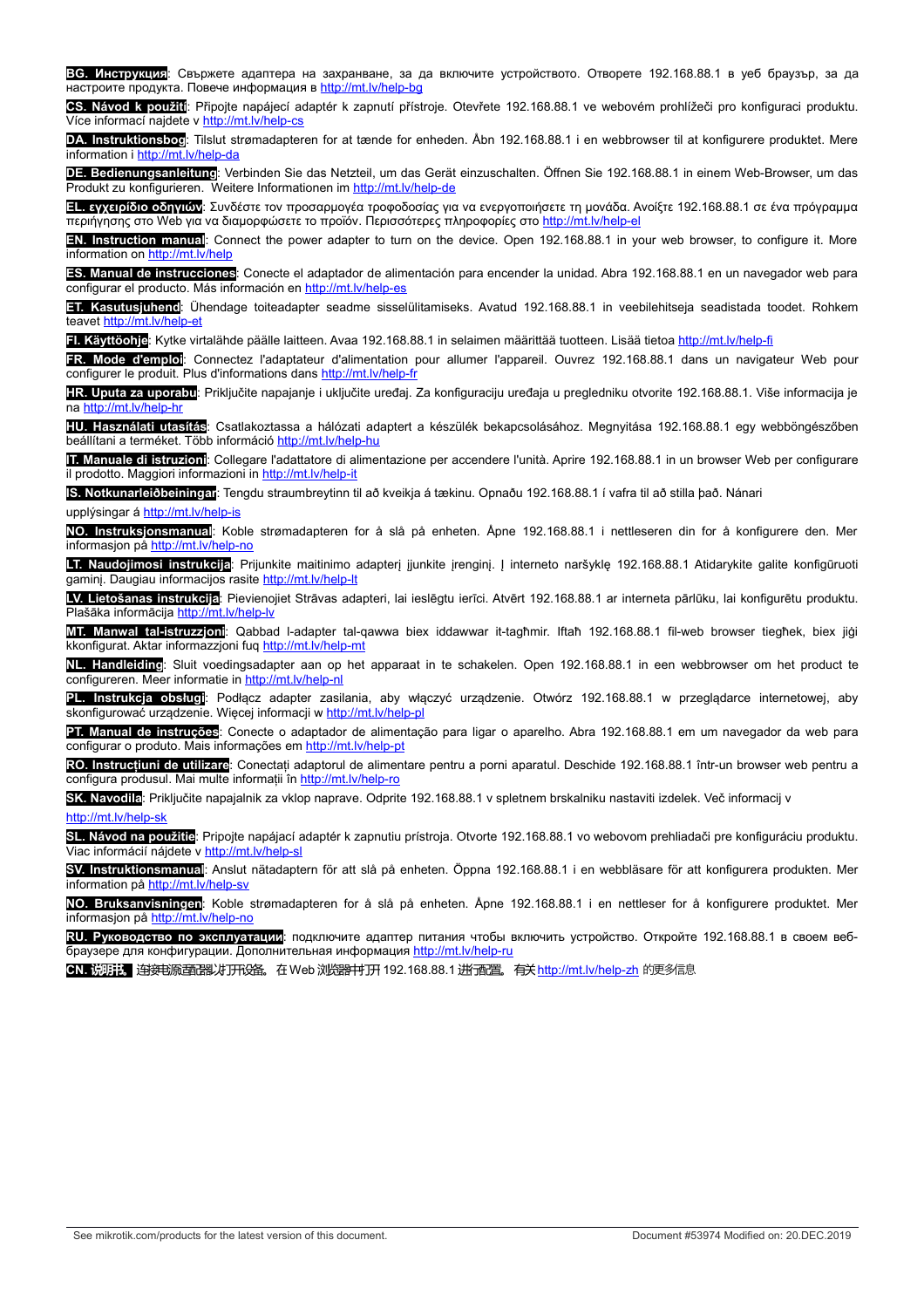**BG. Инструкция**: Свържете адаптера на захранване, за да включите устройството. Отворете 192.168.88.1 в уеб браузър, за да настроите продукта. Повече информация в http://mt.lv/help-bg

**CS. Návod k použití**: Připojte napájecí adaptér k zapnutí přístroje. Otevřete 192.168.88.1 ve webovém prohlížeči pro konfiguraci produktu. Více informací najdete v http://mt.lv/help-cs

**DA. Instruktionsbog**: Tilslut strømadapteren for at tænde for enheden. Åbn 192.168.88.1 i en webbrowser til at konfigurere produktet. Mere information i http://mt.lv/help-da

**DE. Bedienungsanleitung**: Verbinden Sie das Netzteil, um das Gerät einzuschalten. Öffnen Sie 192.168.88.1 in einem Web-Browser, um das Produkt zu konfigurieren. Weitere Informationen im http://mt.lv/help-de

**EL. εγχειρίδιο οδηγιών**: Συνδέστε τον προσαρμογέα τροφοδοσίας για να ενεργοποιήσετε τη μονάδα. Ανοίξτε 192.168.88.1 σε ένα πρόγραμμα περιήγησης στο Web για να διαμορφώσετε το προϊόν. Περισσότερες πληροφορίες στο http://mt.lv/help-el

**EN. Instruction manual**: Connect the power adapter to turn on the device. Open 192.168.88.1 in your web browser, to configure it. More information on http://mt.lv/help

**ES. Manual de instrucciones**: Conecte el adaptador de alimentación para encender la unidad. Abra 192.168.88.1 en un navegador web para configurar el producto. Más información en http://mt.lv/help-es

**ET. Kasutusjuhend**: Ühendage toiteadapter seadme sisselülitamiseks. Avatud 192.168.88.1 in veebilehitseja seadistada toodet. Rohkem teavet http://mt.lv/help-et

**FI. Käyttöohje**: Kytke virtalähde päälle laitteen. Avaa 192.168.88.1 in selaimen määrittää tuotteen. Lisää tietoa http://mt.lv/help-fi

**FR. Mode d'emploi**: Connectez l'adaptateur d'alimentation pour allumer l'appareil. Ouvrez 192.168.88.1 dans un navigateur Web pour configurer le produit. Plus d'informations dans http://mt.lv/help-fr

**HR. Uputa za uporabu**: Priključite napajanje i uključite uređaj. Za konfiguraciju uređaja u pregledniku otvorite 192.168.88.1. Više informacija je na http://mt.lv/help-hr

**HU. Használati utasítás**: Csatlakoztassa a hálózati adaptert a készülék bekapcsolásához. Megnyitása 192.168.88.1 egy webböngészőben beállítani a terméket. Több információ http://mt.lv/help-hu

**IT. Manuale di istruzioni**: Collegare l'adattatore di alimentazione per accendere l'unità. Aprire 192.168.88.1 in un browser Web per configurare il prodotto. Maggiori informazioni in http://mt.lv/help-it

**IS. Notkunarleiðbeiningar**: Tengdu straumbreytinn til að kveikja á tækinu. Opnaðu 192.168.88.1 í vafra til að stilla það. Nánari upplýsingar á http://mt.lv/help-is

**NO. Instruksjonsmanual**: Koble strømadapteren for å slå på enheten. Åpne 192.168.88.1 i nettleseren din for å konfigurere den. Mer informasjon på http://mt.lv/help-no

**LT. Naudojimosi instrukcija**: Prijunkite maitinimo adapterį įjunkite įrenginį. Į interneto naršyklę 192.168.88.1 Atidarykite galite konfigūruoti gaminį. Daugiau informacijos rasite http://mt.lv/help-lt

**LV. Lietošanas instrukcija**: Pievienojiet Strāvas adapteri, lai ieslēgtu ierīci. Atvērt 192.168.88.1 ar interneta pārlūku, lai konfigurētu produktu. Plašāka informācija http://mt.lv/help-lv

**MT. Manwal tal-istruzzjoni**: Qabbad l-adapter tal-qawwa biex iddawwar it-tagħmir. Iftaħ 192.168.88.1 fil-web browser tiegħek, biex jiġi kkonfigurat. Aktar informazzjoni fuq http://mt.lv/help-mt

**NL. Handleiding**: Sluit voedingsadapter aan op het apparaat in te schakelen. Open 192.168.88.1 in een webbrowser om het product te configureren. Meer informatie in http://mt.lv/help-nl

**PL. Instrukcja obsługi**: Podłącz adapter zasilania, aby włączyć urządzenie. Otwórz 192.168.88.1 w przeglądarce internetowej, aby skonfigurować urządzenie. Więcej informacji w http://mt.lv/help-pl

**PT. Manual de instruções**: Conecte o adaptador de alimentação para ligar o aparelho. Abra 192.168.88.1 em um navegador da web para configurar o produto. Mais informações em http://mt.lv/help-pt

**RO. Instrucțiuni de utilizare**: Conectați adaptorul de alimentare pentru a porni aparatul. Deschide 192.168.88.1 într-un browser web pentru a configura produsul. Mai multe informații în http://mt.lv/help-ro

**SK. Navodila**: Priključite napajalnik za vklop naprave. Odprite 192.168.88.1 v spletnem brskalniku nastaviti izdelek. Več informacij v http://mt.lv/help-sk

**SL. Návod na použitie**: Pripojte napájací adaptér k zapnutiu prístroja. Otvorte 192.168.88.1 vo webovom prehliadači pre konfiguráciu produktu. Viac informácií nájdete v http://mt.lv/help-sl

**SV. Instruktionsmanual**: Anslut nätadaptern för att slå på enheten. Öppna 192.168.88.1 i en webbläsare för att konfigurera produkten. Mer information på http://mt.lv/help-sv

**NO. Bruksanvisningen**: Koble strømadapteren for å slå på enheten. Åpne 192.168.88.1 i en nettleser for å konfigurere produktet. Mer informasjon på http://mt.lv/help-no

**RU. Руководство по эксплуатации**: подключите адаптер питания чтобы включить устройство. Откройте 192.168.88.1 в своем веб-браузере для конфигурации. Дополнительная информация http://mt.lv/help-ru

**CN. 说明书.** 连接电源适配器以打开设备。在 Web 浏览器中打开 192.168.88.1 进行配置。有关 http://mt.lv/help-zh 的更多信息

See mikrotik.com/products for the latest version of this document. Document #53974 Modified on: 20.DEC.2019